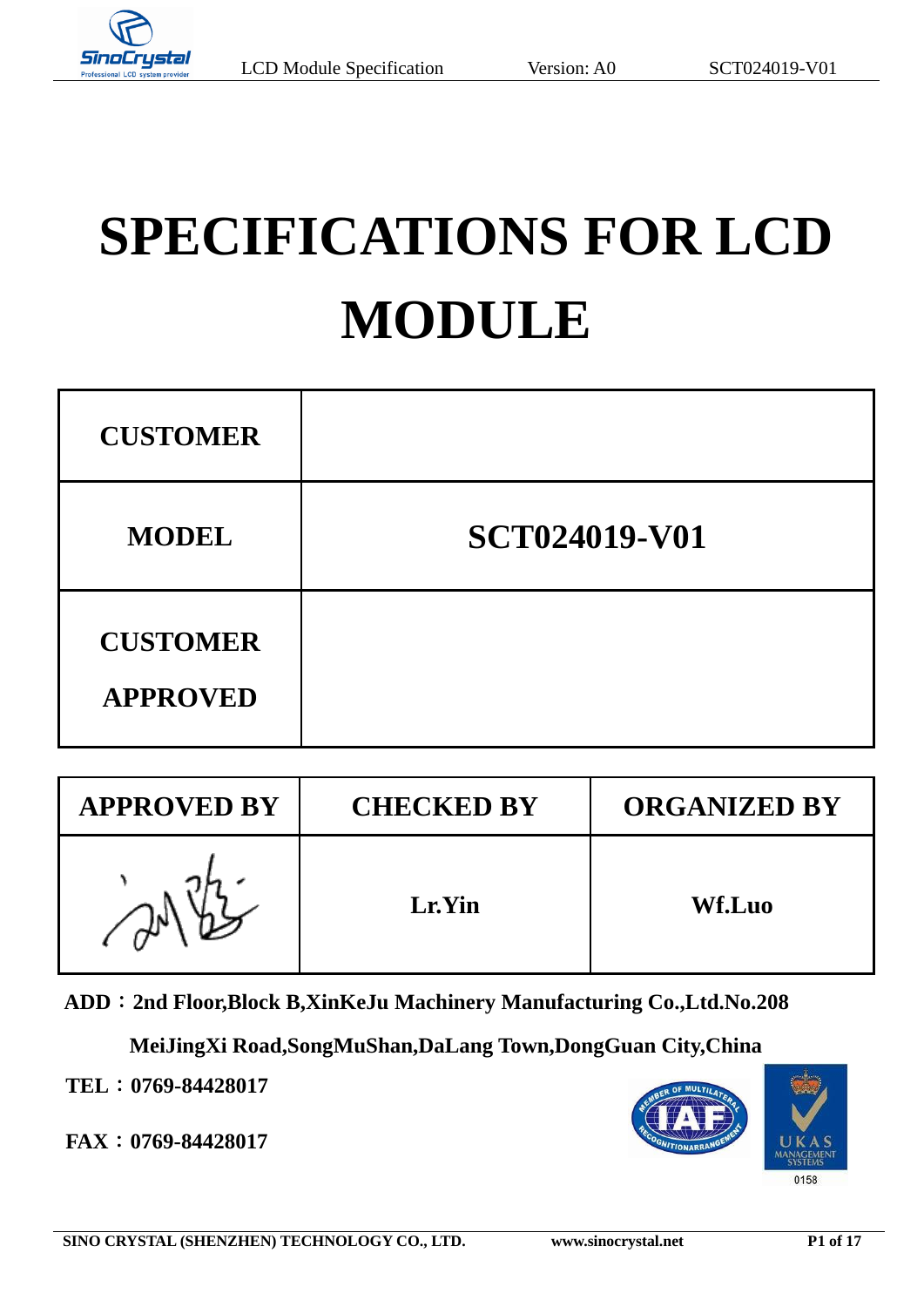# SPECIFICATIONS FOR LCD MODULE

| CUSTOMER | |
|---|---|
| MODEL | **SCT024019-V01** |
| CUSTOMER APPROVED | |

| APPROVED BY | CHECKED BY | ORGANIZED BY |
|---|---|---|
| | Lr.Yin | Wf.Luo |

**ADD：2nd Floor,Block B,XinKeJu Machinery Manufacturing Co.,Ltd.No.208 MeiJingXi Road,SongMuShan,DaLang Town,DongGuan City,China**

**TEL：0769-84428017**

**FAX：0769-84428017**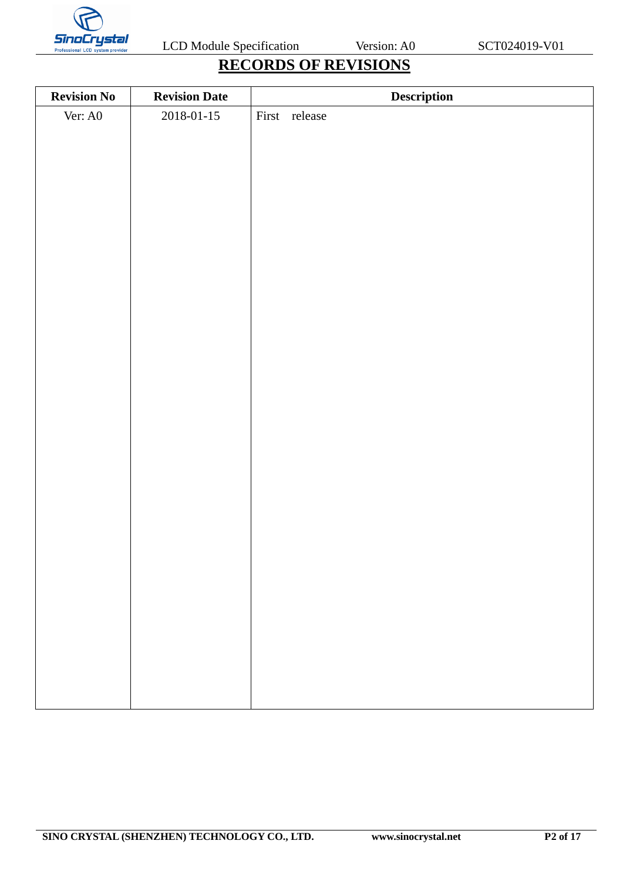# RECORDS OF REVISIONS

| Revision No | Revision Date | Description |
| --- | --- | --- |
| Ver: A0 | 2018-01-15 | First release |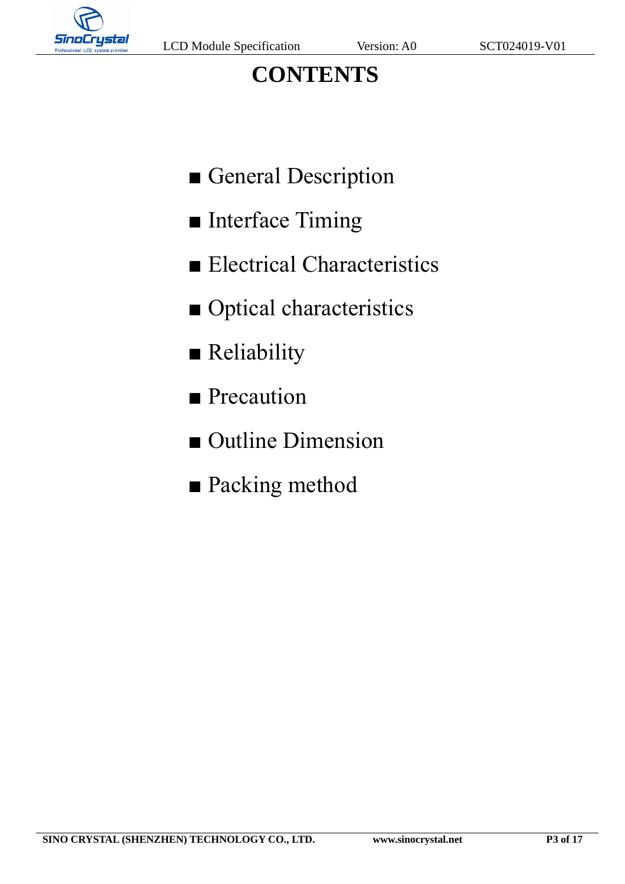# CONTENTS

- General Description
- Interface Timing
- Electrical Characteristics
- Optical characteristics
- Reliability
- Precaution
- Outline Dimension
- Packing method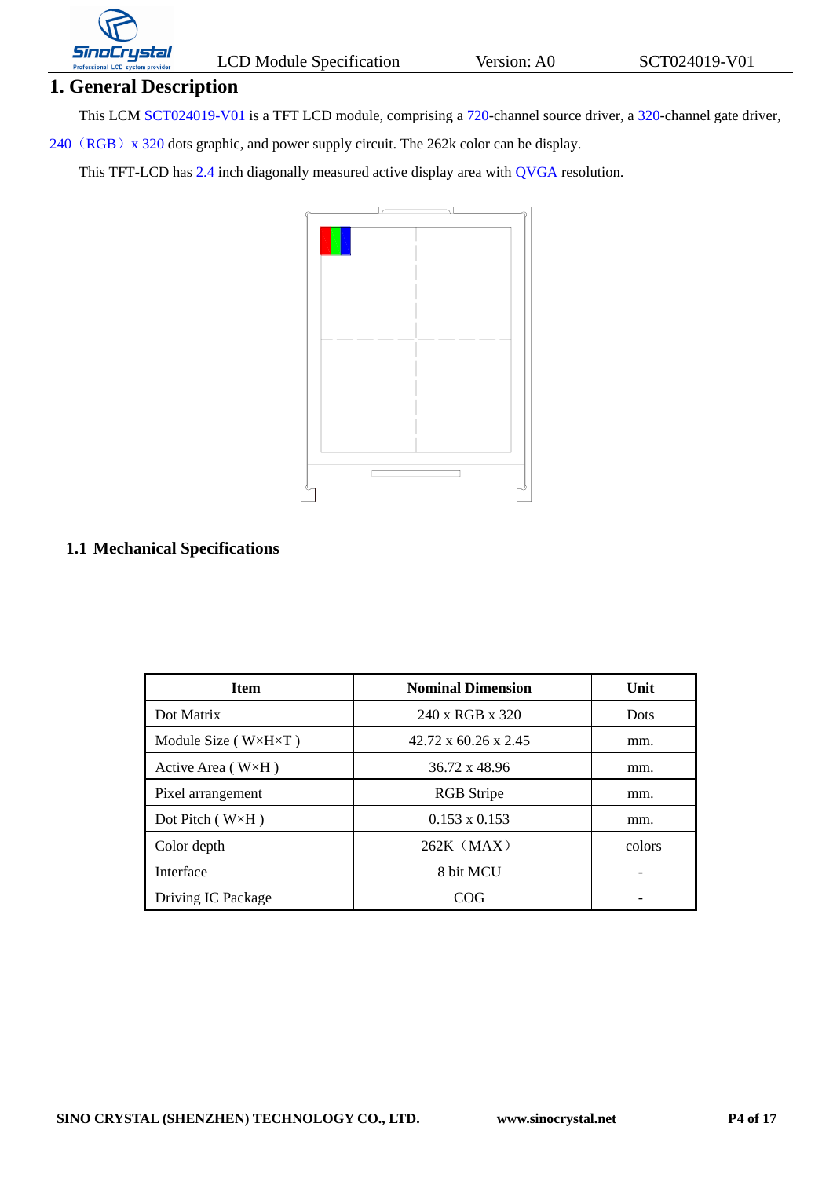# 1. General Description

This LCM SCT024019-V01 is a TFT LCD module, comprising a 720-channel source driver, a 320-channel gate driver, 240（RGB）x 320 dots graphic, and power supply circuit. The 262k color can be display.

This TFT-LCD has 2.4 inch diagonally measured active display area with QVGA resolution.

## 1.1 Mechanical Specifications

| Item | Nominal Dimension | Unit |
|---|---|---|
| Dot Matrix | 240 x RGB x 320 | Dots |
| Module Size ( W×H×T ) | 42.72 x 60.26 x 2.45 | mm. |
| Active Area ( W×H ) | 36.72 x 48.96 | mm. |
| Pixel arrangement | RGB Stripe | mm. |
| Dot Pitch ( W×H ) | 0.153 x 0.153 | mm. |
| Color depth | 262K（MAX） | colors |
| Interface | 8 bit MCU | - |
| Driving IC Package | COG | - |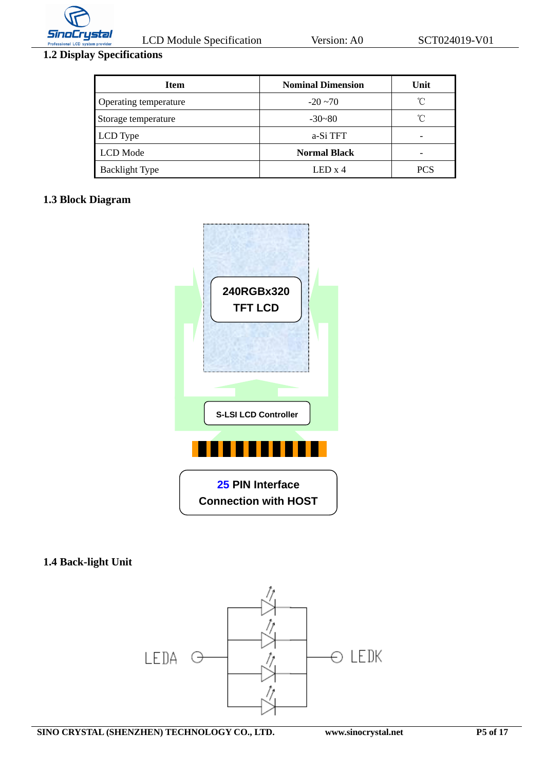## 1.2 Display Specifications

| Item | Nominal Dimension | Unit |
|---|---|---|
| Operating temperature | -20 ~70 | ℃ |
| Storage temperature | -30~80 | ℃ |
| LCD Type | a-Si TFT | - |
| LCD Mode | **Normal Black** | - |
| Backlight Type | LED x 4 | PCS |

## 1.3 Block Diagram

240RGBx320
TFT LCD

S-LSI LCD Controller

25 PIN Interface
Connection with HOST

## 1.4 Back-light Unit

LEDA LEDK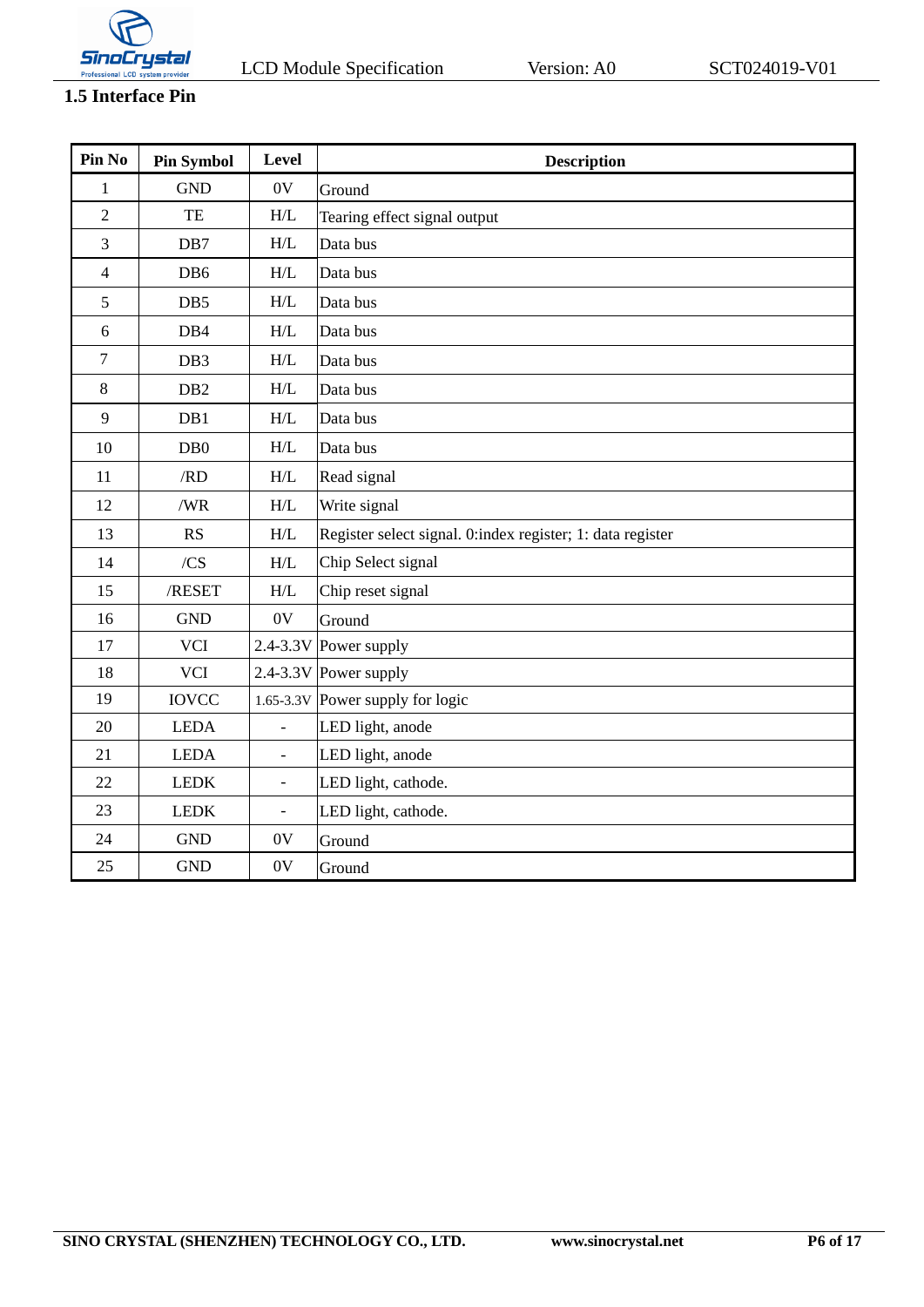### 1.5 Interface Pin

| Pin No | Pin Symbol | Level | Description |
|---|---|---|---|
| 1 | GND | 0V | Ground |
| 2 | TE | H/L | Tearing effect signal output |
| 3 | DB7 | H/L | Data bus |
| 4 | DB6 | H/L | Data bus |
| 5 | DB5 | H/L | Data bus |
| 6 | DB4 | H/L | Data bus |
| 7 | DB3 | H/L | Data bus |
| 8 | DB2 | H/L | Data bus |
| 9 | DB1 | H/L | Data bus |
| 10 | DB0 | H/L | Data bus |
| 11 | /RD | H/L | Read signal |
| 12 | /WR | H/L | Write signal |
| 13 | RS | H/L | Register select signal. 0:index register; 1: data register |
| 14 | /CS | H/L | Chip Select signal |
| 15 | /RESET | H/L | Chip reset signal |
| 16 | GND | 0V | Ground |
| 17 | VCI | 2.4-3.3V | Power supply |
| 18 | VCI | 2.4-3.3V | Power supply |
| 19 | IOVCC | 1.65-3.3V | Power supply for logic |
| 20 | LEDA | - | LED light, anode |
| 21 | LEDA | - | LED light, anode |
| 22 | LEDK | - | LED light, cathode. |
| 23 | LEDK | - | LED light, cathode. |
| 24 | GND | 0V | Ground |
| 25 | GND | 0V | Ground |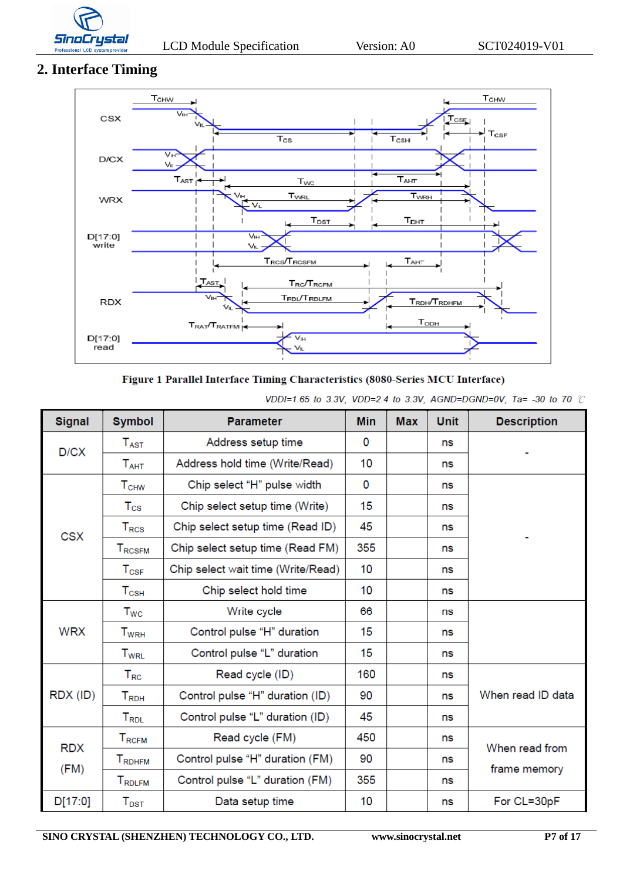## 2. Interface Timing

Figure 1 Parallel Interface Timing Characteristics (8080-Series MCU Interface)

*VDDI=1.65 to 3.3V, VDD=2.4 to 3.3V, AGND=DGND=0V, Ta= -30 to 70 ℃*

| Signal | Symbol | Parameter | Min | Max | Unit | Description |
|---|---|---|---|---|---|---|
| D/CX | $T_{AST}$ | Address setup time | 0 | | ns | - |
| | $T_{AHT}$ | Address hold time (Write/Read) | 10 | | ns | |
| CSX | $T_{CHW}$ | Chip select "H" pulse width | 0 | | ns | - |
| | $T_{CS}$ | Chip select setup time (Write) | 15 | | ns | |
| | $T_{RCS}$ | Chip select setup time (Read ID) | 45 | | ns | |
| | $T_{RCSFM}$ | Chip select setup time (Read FM) | 355 | | ns | |
| | $T_{CSF}$ | Chip select wait time (Write/Read) | 10 | | ns | |
| | $T_{CSH}$ | Chip select hold time | 10 | | ns | |
| WRX | $T_{WC}$ | Write cycle | 66 | | ns | |
| | $T_{WRH}$ | Control pulse "H" duration | 15 | | ns | |
| | $T_{WRL}$ | Control pulse "L" duration | 15 | | ns | |
| RDX (ID) | $T_{RC}$ | Read cycle (ID) | 160 | | ns | When read ID data |
| | $T_{RDH}$ | Control pulse "H" duration (ID) | 90 | | ns | |
| | $T_{RDL}$ | Control pulse "L" duration (ID) | 45 | | ns | |
| RDX (FM) | $T_{RCFM}$ | Read cycle (FM) | 450 | | ns | When read from frame memory |
| | $T_{RDHFM}$ | Control pulse "H" duration (FM) | 90 | | ns | |
| | $T_{RDLFM}$ | Control pulse "L" duration (FM) | 355 | | ns | |
| D[17:0] | $T_{DST}$ | Data setup time | 10 | | ns | For CL=30pF |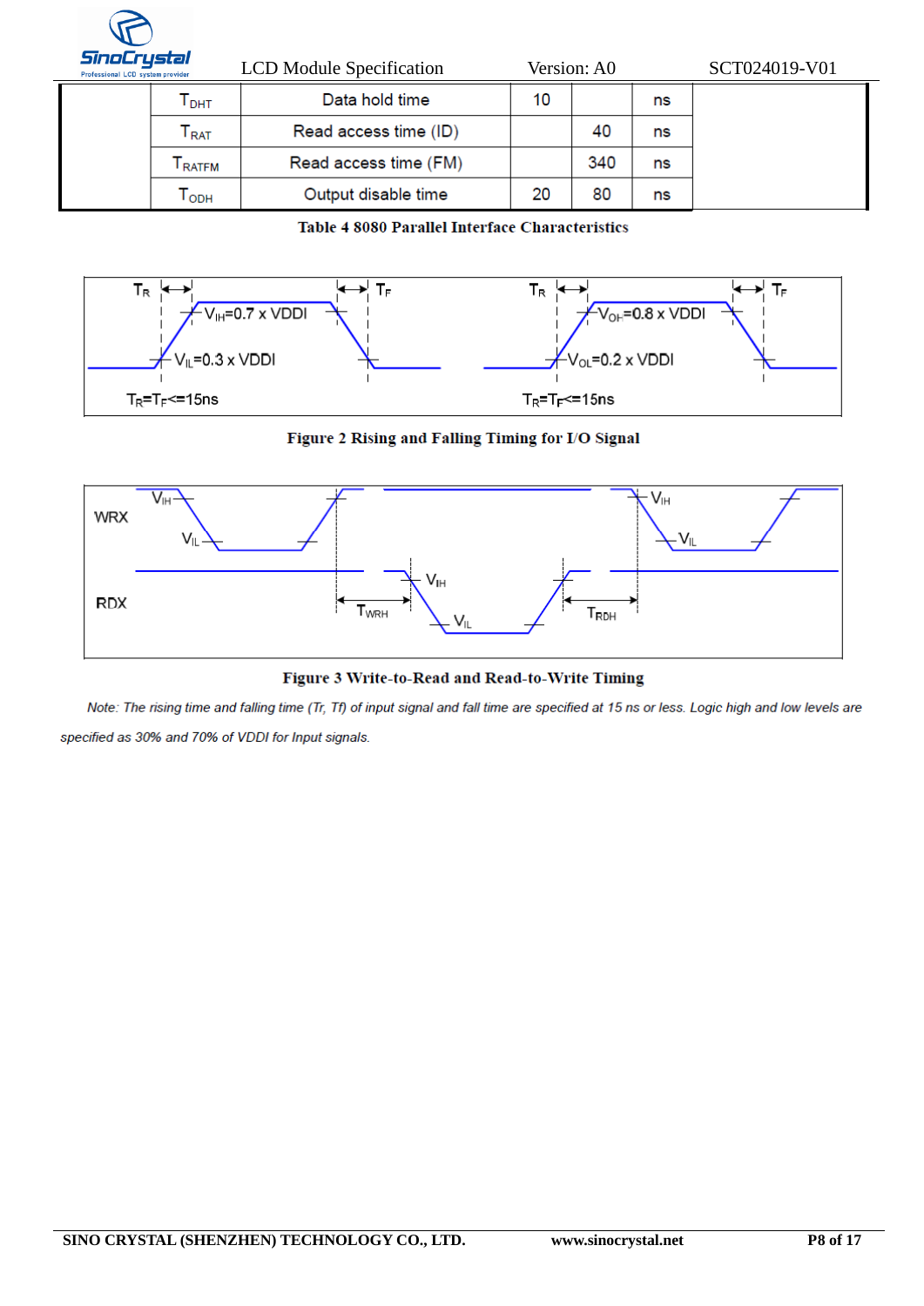|  | $T_{DHT}$ | Data hold time | 10 |  | ns |  |
|---|---|---|---|---|---|---|
|  | $T_{RAT}$ | Read access time (ID) |  | 40 | ns |  |
|  | $T_{RATFM}$ | Read access time (FM) |  | 340 | ns |  |
|  | $T_{ODH}$ | Output disable time | 20 | 80 | ns |  |

**Table 4 8080 Parallel Interface Characteristics**

**Figure 2 Rising and Falling Timing for I/O Signal**

**Figure 3 Write-to-Read and Read-to-Write Timing**

*Note: The rising time and falling time (Tr, Tf) of input signal and fall time are specified at 15 ns or less. Logic high and low levels are specified as 30% and 70% of VDDI for Input signals.*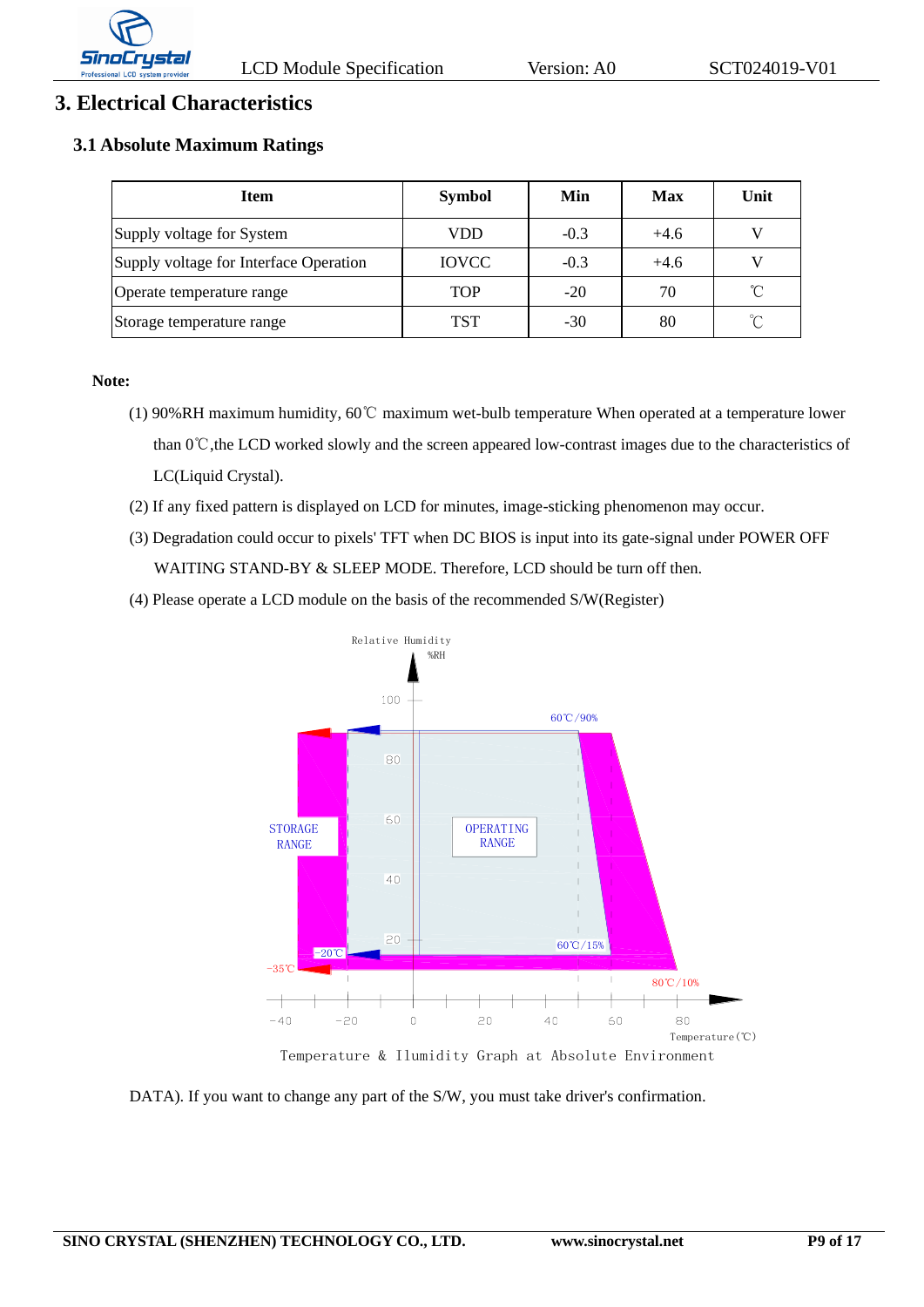# 3. Electrical Characteristics

## 3.1 Absolute Maximum Ratings

| Item | Symbol | Min | Max | Unit |
|---|---|---|---|---|
| Supply voltage for System | VDD | -0.3 | +4.6 | V |
| Supply voltage for Interface Operation | IOVCC | -0.3 | +4.6 | V |
| Operate temperature range | TOP | -20 | 70 | ℃ |
| Storage temperature range | TST | -30 | 80 | ℃ |

**Note:**

(1) 90%RH maximum humidity, 60℃ maximum wet-bulb temperature When operated at a temperature lower than 0℃,the LCD worked slowly and the screen appeared low-contrast images due to the characteristics of LC(Liquid Crystal).

(2) If any fixed pattern is displayed on LCD for minutes, image-sticking phenomenon may occur.

(3) Degradation could occur to pixels' TFT when DC BIOS is input into its gate-signal under POWER OFF WAITING STAND-BY & SLEEP MODE. Therefore, LCD should be turn off then.

(4) Please operate a LCD module on the basis of the recommended S/W(Register)

Temperature & Ilumidity Graph at Absolute Environment

DATA). If you want to change any part of the S/W, you must take driver's confirmation.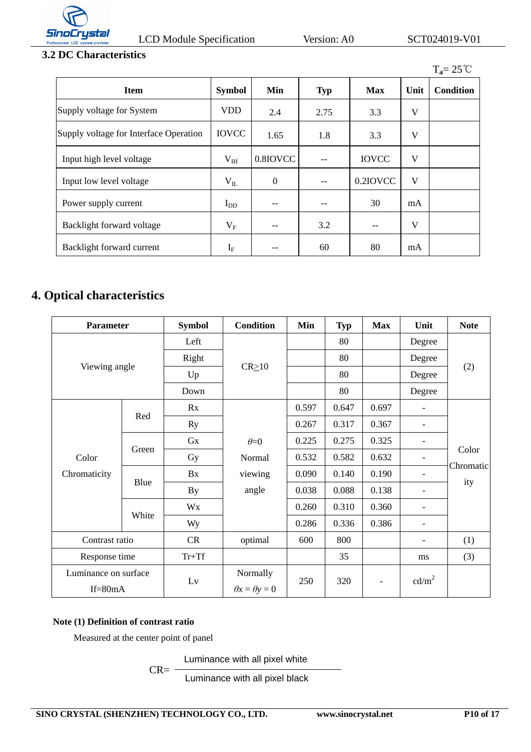### 3.2 DC Characteristics

$T_a$= 25℃

| Item | Symbol | Min | Typ | Max | Unit | Condition |
|---|---|---|---|---|---|---|
| Supply voltage for System | VDD | 2.4 | 2.75 | 3.3 | V | |
| Supply voltage for Interface Operation | IOVCC | 1.65 | 1.8 | 3.3 | V | |
| Input high level voltage | $V_{IH}$ | 0.8IOVCC | -- | IOVCC | V | |
| Input low level voltage | $V_{IL}$ | 0 | -- | 0.2IOVCC | V | |
| Power supply current | $I_{DD}$ | -- | -- | 30 | mA | |
| Backlight forward voltage | $V_F$ | -- | 3.2 | -- | V | |
| Backlight forward current | $I_F$ | -- | 60 | 80 | mA | |

## 4. Optical characteristics

| Parameter | | Symbol | Condition | Min | Typ | Max | Unit | Note |
|---|---|---|---|---|---|---|---|---|
| Viewing angle | | Left | CR≥10 | | 80 | | Degree | (2) |
| | | Right | | | 80 | | Degree | |
| | | Up | | | 80 | | Degree | |
| | | Down | | | 80 | | Degree | |
| Color Chromaticity | Red | Rx | $\theta$=0 Normal viewing angle | 0.597 | 0.647 | 0.697 | - | Color Chromaticity |
| | | Ry | | 0.267 | 0.317 | 0.367 | - | |
| | Green | Gx | | 0.225 | 0.275 | 0.325 | - | |
| | | Gy | | 0.532 | 0.582 | 0.632 | - | |
| | Blue | Bx | | 0.090 | 0.140 | 0.190 | - | |
| | | By | | 0.038 | 0.088 | 0.138 | - | |
| | White | Wx | | 0.260 | 0.310 | 0.360 | - | |
| | | Wy | | 0.286 | 0.336 | 0.386 | - | |
| Contrast ratio | | CR | optimal | 600 | 800 | | - | (1) |
| Response time | | Tr+Tf | | | 35 | | ms | (3) |
| Luminance on surface If=80mA | | Lv | Normally $\theta x = \theta y = 0$ | 250 | 320 | - | $cd/m^2$ | |

**Note (1) Definition of contrast ratio**

Measured at the center point of panel

$$CR = \frac{\text{Luminance with all pixel white}}{\text{Luminance with all pixel black}}$$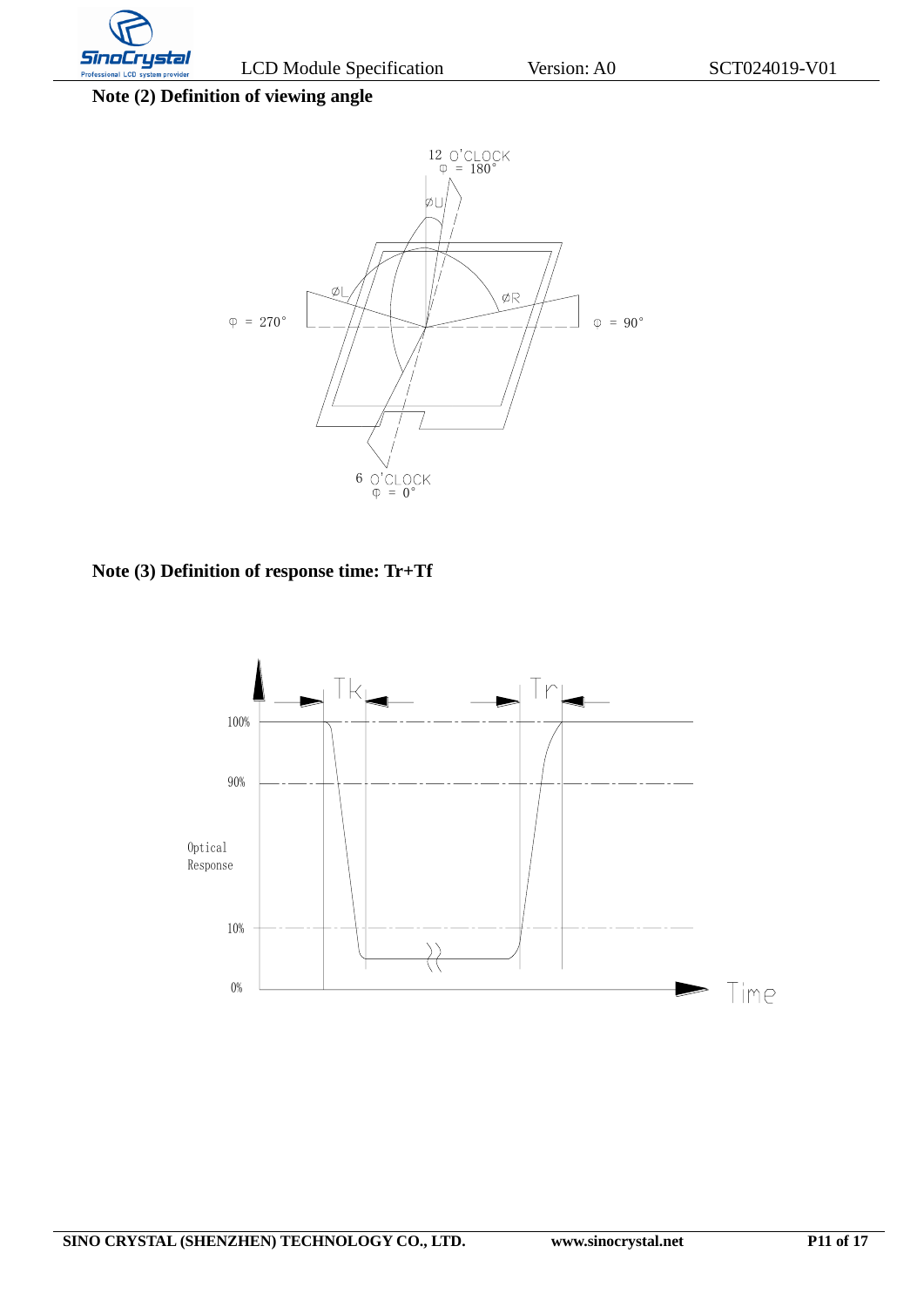**Note (2) Definition of viewing angle**

**Note (3) Definition of response time: Tr+Tf**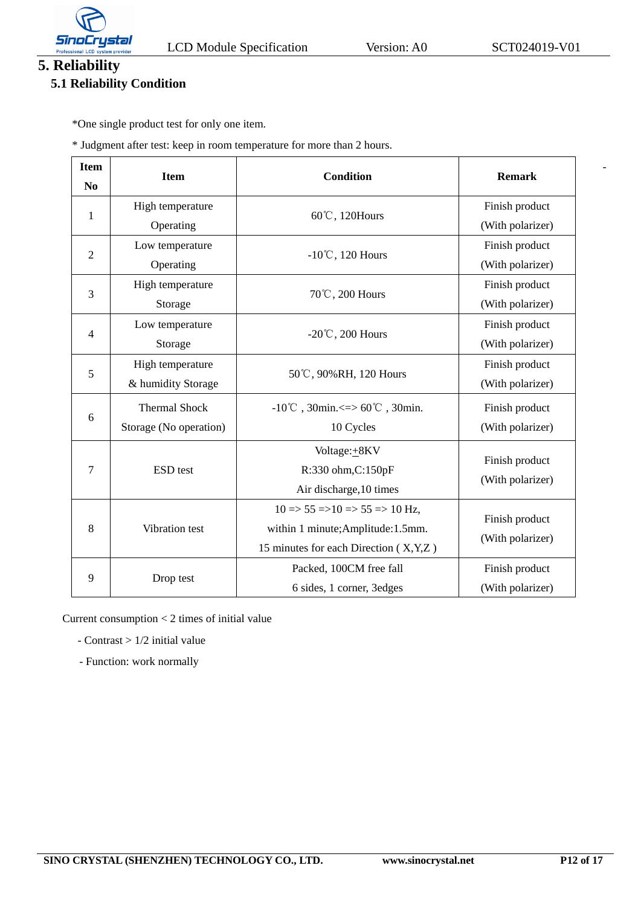# 5. Reliability

## 5.1 Reliability Condition

*One single product test for only one item.

* Judgment after test: keep in room temperature for more than 2 hours.

| Item No | Item | Condition | Remark |
|---|---|---|---|
| 1 | High temperature Operating | 60℃, 120Hours | Finish product (With polarizer) |
| 2 | Low temperature Operating | -10℃, 120 Hours | Finish product (With polarizer) |
| 3 | High temperature Storage | 70℃, 200 Hours | Finish product (With polarizer) |
| 4 | Low temperature Storage | -20℃, 200 Hours | Finish product (With polarizer) |
| 5 | High temperature & humidity Storage | 50℃, 90%RH, 120 Hours | Finish product (With polarizer) |
| 6 | Thermal Shock Storage (No operation) | -10℃ , 30min.<=> 60℃ , 30min. 10 Cycles | Finish product (With polarizer) |
| 7 | ESD test | Voltage:±8KV R:330 ohm,C:150pF Air discharge,10 times | Finish product (With polarizer) |
| 8 | Vibration test | 10 => 55 =>10 => 55 => 10 Hz, within 1 minute;Amplitude:1.5mm. 15 minutes for each Direction ( X,Y,Z ) | Finish product (With polarizer) |
| 9 | Drop test | Packed, 100CM free fall 6 sides, 1 corner, 3edges | Finish product (With polarizer) |

Current consumption < 2 times of initial value

- Contrast > 1/2 initial value
- Function: work normally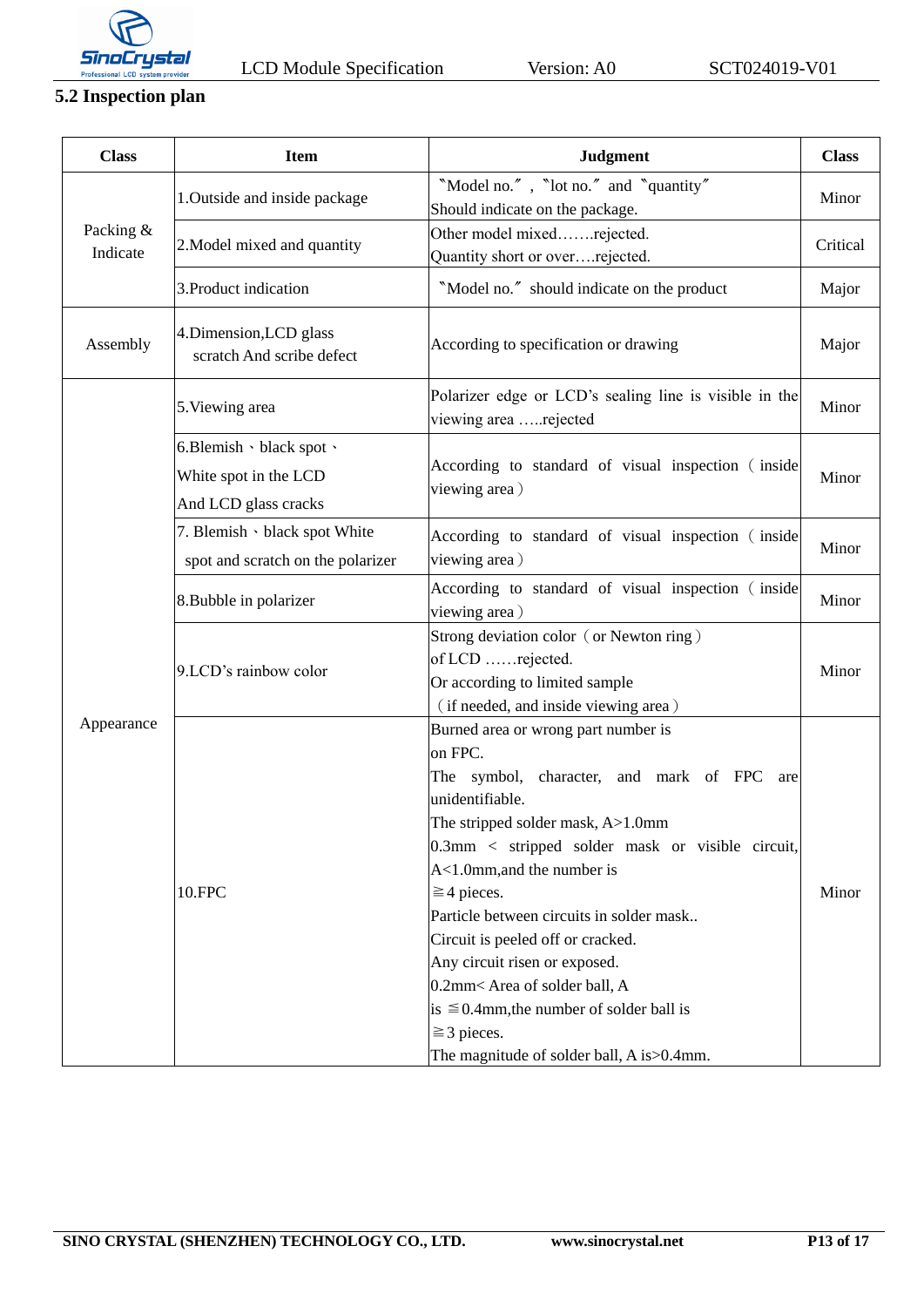## 5.2 Inspection plan

| Class | Item | Judgment | Class |
|---|---|---|---|
| Packing & Indicate | 1.Outside and inside package | 〝Model no.〞, 〝lot no.〞 and 〝quantity〞 Should indicate on the package. | Minor |
| | 2.Model mixed and quantity | Other model mixed…….rejected.<br>Quantity short or over….rejected. | Critical |
| | 3.Product indication | 〝Model no.〞 should indicate on the product | Major |
| Assembly | 4.Dimension,LCD glass scratch And scribe defect | According to specification or drawing | Major |
| Appearance | 5.Viewing area | Polarizer edge or LCD's sealing line is visible in the viewing area …..rejected | Minor |
| | 6.Blemish、black spot、White spot in the LCD And LCD glass cracks | According to standard of visual inspection（inside viewing area） | Minor |
| | 7. Blemish、black spot White spot and scratch on the polarizer | According to standard of visual inspection（inside viewing area） | Minor |
| | 8.Bubble in polarizer | According to standard of visual inspection（inside viewing area） | Minor |
| | 9.LCD's rainbow color | Strong deviation color（or Newton ring）of LCD ……rejected.<br>Or according to limited sample（if needed, and inside viewing area） | Minor |
| | 10.FPC | Burned area or wrong part number is on FPC.<br>The symbol, character, and mark of FPC are unidentifiable.<br>The stripped solder mask, A>1.0mm<br>0.3mm < stripped solder mask or visible circuit, A<1.0mm,and the number is ≧4 pieces.<br>Particle between circuits in solder mask..<br>Circuit is peeled off or cracked.<br>Any circuit risen or exposed.<br>0.2mm< Area of solder ball, A is ≦0.4mm,the number of solder ball is ≧3 pieces.<br>The magnitude of solder ball, A is>0.4mm. | Minor |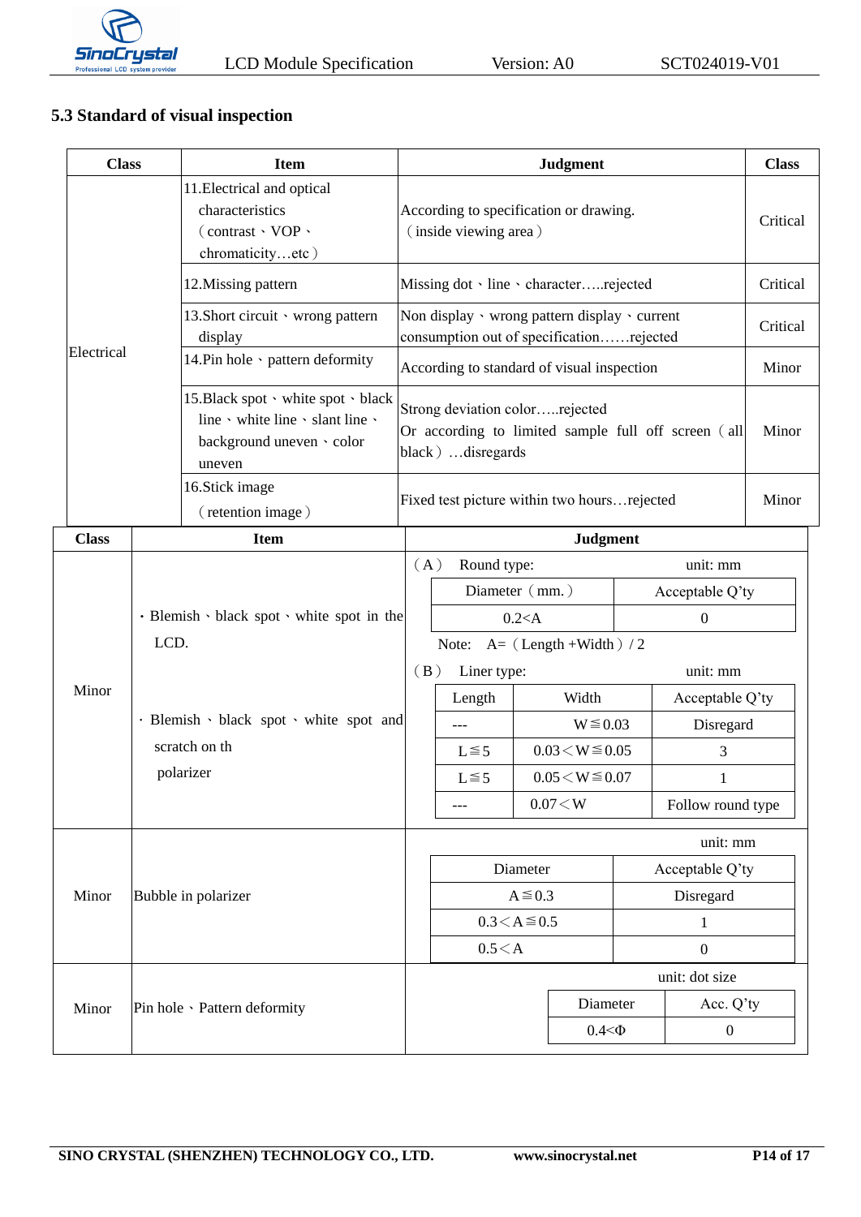## 5.3 Standard of visual inspection

| Class | Item | Judgment | Class |
|---|---|---|---|
| Electrical | 11.Electrical and optical characteristics（contrast、VOP、chromaticity…etc） | According to specification or drawing.（inside viewing area） | Critical |
| | 12.Missing pattern | Missing dot、line、character…..rejected | Critical |
| | 13.Short circuit、wrong pattern display | Non display、wrong pattern display、current consumption out of specification……rejected | Critical |
| | 14.Pin hole、pattern deformity | According to standard of visual inspection | Minor |
| | 15.Black spot、white spot、black line、white line、slant line、background uneven、color uneven | Strong deviation color…..rejected<br>Or according to limited sample full off screen（all black）…disregards | Minor |
| | 16.Stick image（retention image） | Fixed test picture within two hours…rejected | Minor |

| Class | Item | Judgment |
|---|---|---|
| Minor | ·Blemish、black spot、white spot in the LCD.<br><br>·Blemish、black spot、white spot and scratch on th polarizer | （A） Round type: unit: mm |

（A） Round type: unit: mm

| Diameter（mm.） | Acceptable Q’ty |
|---|---|
| 0.2<A | 0 |

Note: A=（Length +Width）/ 2

（B） Liner type: unit: mm

| Length | Width | Acceptable Q’ty |
|---|---|---|
| --- | W≦0.03 | Disregard |
| L≦5 | 0.03＜W≦0.05 | 3 |
| L≦5 | 0.05＜W≦0.07 | 1 |
| --- | 0.07＜W | Follow round type |

| Class | Item | Judgment |
|---|---|---|
| Minor | Bubble in polarizer | unit: mm |

| Diameter | Acceptable Q’ty |
|---|---|
| A≦0.3 | Disregard |
| 0.3＜A≦0.5 | 1 |
| 0.5＜A | 0 |

| Class | Item | Judgment |
|---|---|---|
| Minor | Pin hole、Pattern deformity | unit: dot size |

| Diameter | Acc. Q’ty |
|---|---|
| 0.4<Φ | 0 |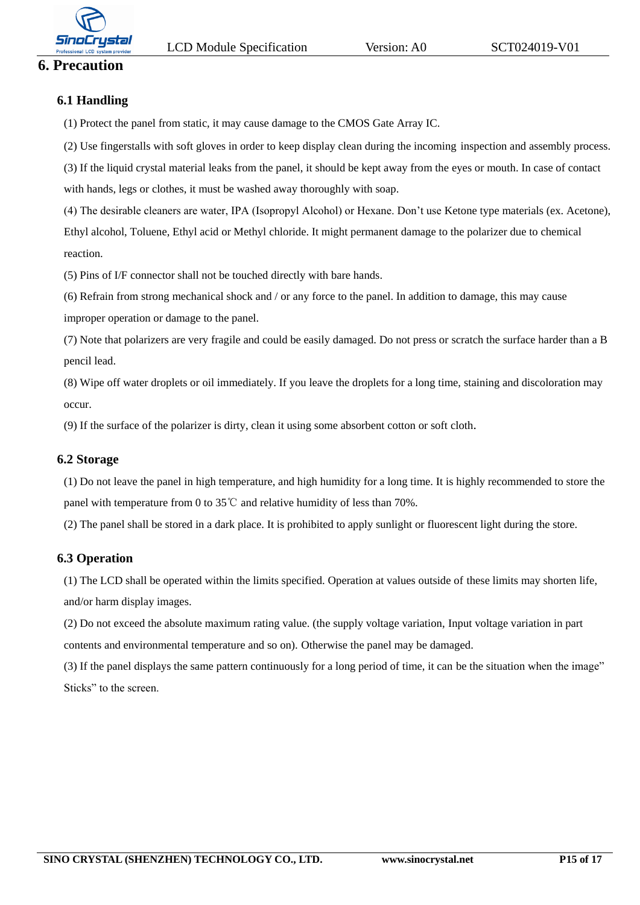# 6. Precaution

## 6.1 Handling

(1) Protect the panel from static, it may cause damage to the CMOS Gate Array IC.

(2) Use fingerstalls with soft gloves in order to keep display clean during the incoming inspection and assembly process.

(3) If the liquid crystal material leaks from the panel, it should be kept away from the eyes or mouth. In case of contact with hands, legs or clothes, it must be washed away thoroughly with soap.

(4) The desirable cleaners are water, IPA (Isopropyl Alcohol) or Hexane. Don't use Ketone type materials (ex. Acetone), Ethyl alcohol, Toluene, Ethyl acid or Methyl chloride. It might permanent damage to the polarizer due to chemical reaction.

(5) Pins of I/F connector shall not be touched directly with bare hands.

(6) Refrain from strong mechanical shock and / or any force to the panel. In addition to damage, this may cause improper operation or damage to the panel.

(7) Note that polarizers are very fragile and could be easily damaged. Do not press or scratch the surface harder than a B pencil lead.

(8) Wipe off water droplets or oil immediately. If you leave the droplets for a long time, staining and discoloration may occur.

(9) If the surface of the polarizer is dirty, clean it using some absorbent cotton or soft cloth.

## 6.2 Storage

(1) Do not leave the panel in high temperature, and high humidity for a long time. It is highly recommended to store the panel with temperature from 0 to 35℃ and relative humidity of less than 70%.

(2) The panel shall be stored in a dark place. It is prohibited to apply sunlight or fluorescent light during the store.

## 6.3 Operation

(1) The LCD shall be operated within the limits specified. Operation at values outside of these limits may shorten life, and/or harm display images.

(2) Do not exceed the absolute maximum rating value. (the supply voltage variation, Input voltage variation in part contents and environmental temperature and so on). Otherwise the panel may be damaged.

(3) If the panel displays the same pattern continuously for a long period of time, it can be the situation when the image" Sticks" to the screen.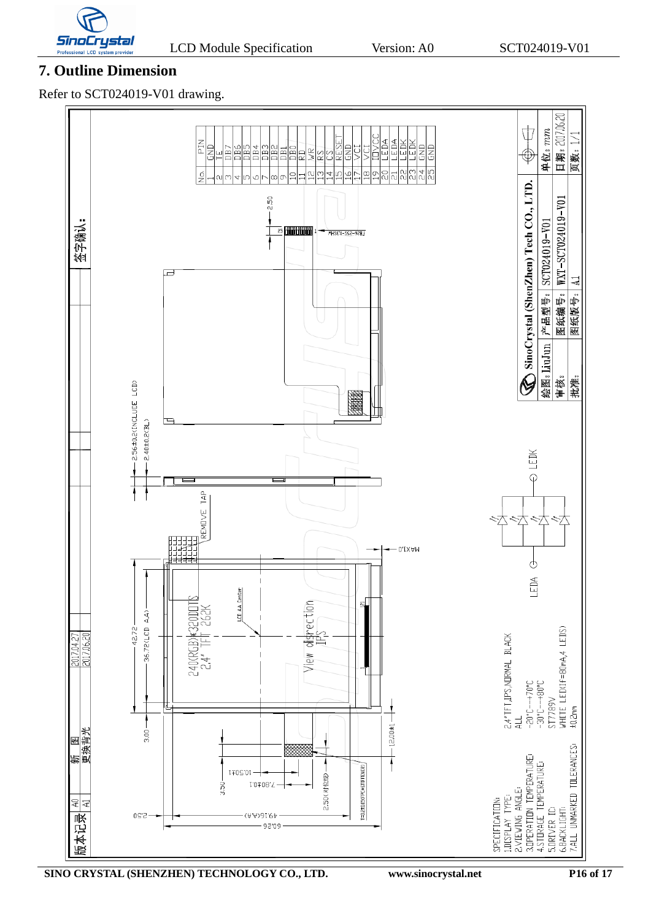## 7. Outline Dimension

Refer to SCT024019-V01 drawing.

| No. | PIN |
|---|---|
| 1 | GND |
| 2 | TE |
| 3 | DB7 |
| 4 | DB6 |
| 5 | DB5 |
| 6 | DB4 |
| 7 | DB3 |
| 8 | DB2 |
| 9 | DB1 |
| 10 | DB0 |
| 11 | RD |
| 12 | WR |
| 13 | RS |
| 14 | CS |
| 15 | RESET |
| 16 | GND |
| 17 | VCI |
| 18 | VCI |
| 19 | IOVCC |
| 20 | LEDA |
| 21 | LEDA |
| 22 | LEDK |
| 23 | LEDK |
| 24 | GND |
| 25 | GND |

SPECIFICATION:

1. DISPLAY TYPE: 2.4"TFT,IPS,NORMAL BLACK
2. VIEWING ANGLE: ALL
3. OPERATION TEMPERATURE: -20°C~+70°C
4. STORAGE TEMPERATURE: -30°C~+80°C
5. DRIVER IC: ST7789V
6. BACKLIGHT: WHITE LED(If=80mA,4 LEDS)
7. ALL UNMARKED TOLERANCES: ±0.2mm

| 版本记录 | | |
|---|---|---|
| A0 | 新图 | 2017.04.27 |
| A1 | 更换背光 | 2017.06.20 |

签字确认:

| SinoCrystal (ShenZhen) Tech CO., LTD. | | |
|---|---|---|
| 绘图: LiuJun | 产品型号: SCT024019-V01 | 单位: mm |
| 审核: | 图纸编号: WXT-SCT024019-V01 | 日期: 2017.06.20 |
| 批准: | 图纸版号: A1 | 页数: 1/1 |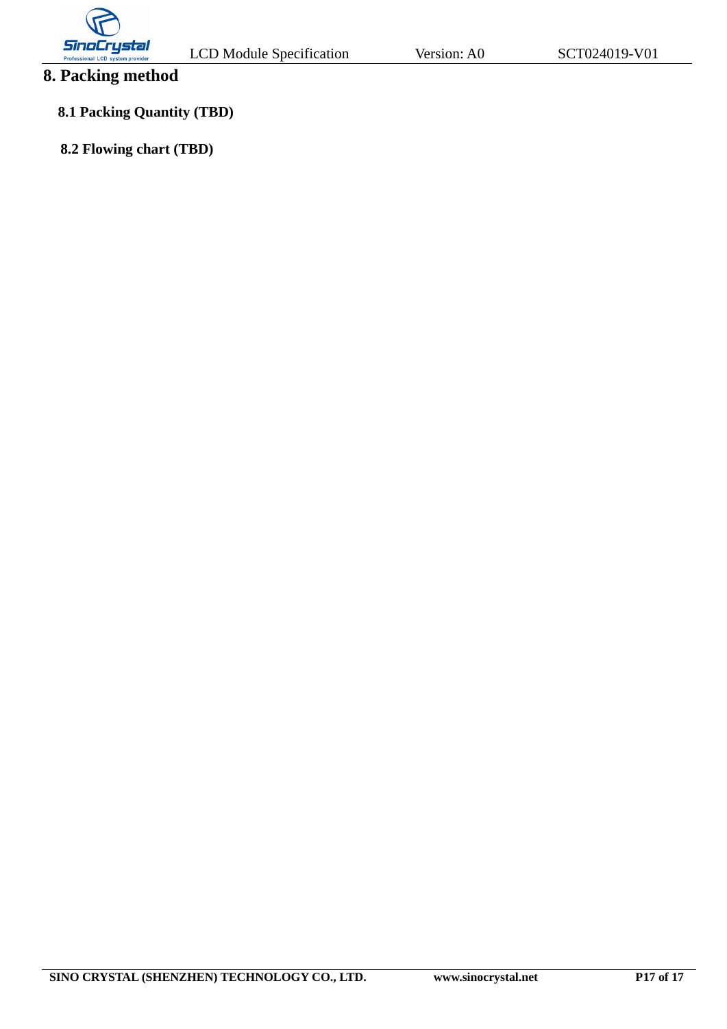# 8. Packing method

## 8.1 Packing Quantity (TBD)

## 8.2 Flowing chart (TBD)